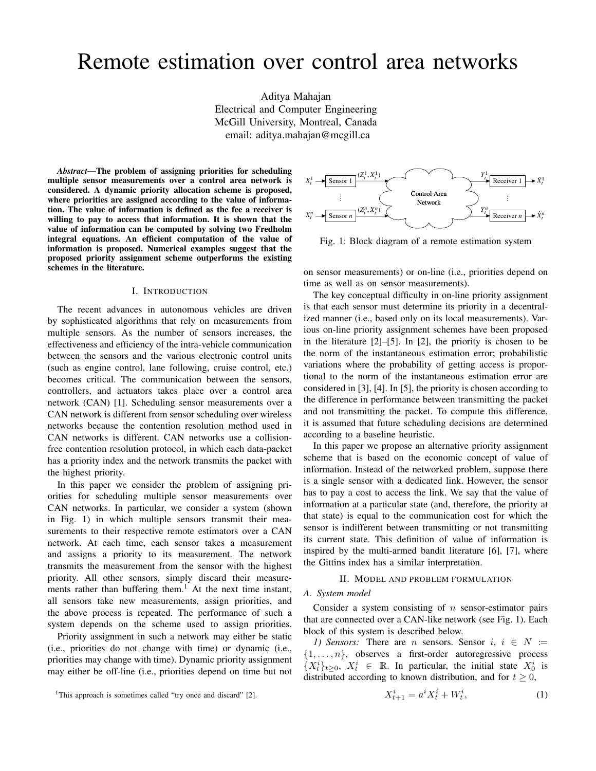# Remote estimation over control area networks

Aditya Mahajan
Electrical and Computer Engineering
McGill University, Montreal, Canada
email: aditya.mahajan@mcgill.ca

***Abstract*—The problem of assigning priorities for scheduling multiple sensor measurements over a control area network is considered. A dynamic priority allocation scheme is proposed, where priorities are assigned according to the value of information. The value of information is defined as the fee a receiver is willing to pay to access that information. It is shown that the value of information can be computed by solving two Fredholm integral equations. An efficient computation of the value of information is proposed. Numerical examples suggest that the proposed priority assignment scheme outperforms the existing schemes in the literature.**

## I. Introduction

The recent advances in autonomous vehicles are driven by sophisticated algorithms that rely on measurements from multiple sensors. As the number of sensors increases, the effectiveness and efficiency of the intra-vehicle communication between the sensors and the various electronic control units (such as engine control, lane following, cruise control, etc.) becomes critical. The communication between the sensors, controllers, and actuators takes place over a control area network (CAN) [1]. Scheduling sensor measurements over a CAN network is different from sensor scheduling over wireless networks because the contention resolution method used in CAN networks is different. CAN networks use a collision-free contention resolution protocol, in which each data-packet has a priority index and the network transmits the packet with the highest priority.

In this paper we consider the problem of assigning priorities for scheduling multiple sensor measurements over CAN networks. In particular, we consider a system (shown in Fig. 1) in which multiple sensors transmit their measurements to their respective remote estimators over a CAN network. At each time, each sensor takes a measurement and assigns a priority to its measurement. The network transmits the measurement from the sensor with the highest priority. All other sensors, simply discard their measurements rather than buffering them.[1] At the next time instant, all sensors take new measurements, assign priorities, and the above process is repeated. The performance of such a system depends on the scheme used to assign priorities.

Priority assignment in such a network may either be static (i.e., priorities do not change with time) or dynamic (i.e., priorities may change with time). Dynamic priority assignment may either be off-line (i.e., priorities depend on time but not on sensor measurements) or on-line (i.e., priorities depend on time as well as on sensor measurements).

[1] This approach is sometimes called "try once and discard" [2].

$X_t^1$ Sensor 1 $(Z_t^1, X_t^1)$ Control Area Network $Y_t^1$ Receiver 1 $\hat{X}_t^1$

$X_t^n$ Sensor $n$ $(Z_t^n, X_t^n)$ $Y_t^n$ Receiver $n$ $\hat{X}_t^n$

Fig. 1: Block diagram of a remote estimation system

The key conceptual difficulty in on-line priority assignment is that each sensor must determine its priority in a decentralized manner (i.e., based only on its local measurements). Various on-line priority assignment schemes have been proposed in the literature [2]–[5]. In [2], the priority is chosen to be the norm of the instantaneous estimation error; probabilistic variations where the probability of getting access is proportional to the norm of the instantaneous estimation error are considered in [3], [4]. In [5], the priority is chosen according to the difference in performance between transmitting the packet and not transmitting the packet. To compute this difference, it is assumed that future scheduling decisions are determined according to a baseline heuristic.

In this paper we propose an alternative priority assignment scheme that is based on the economic concept of value of information. Instead of the networked problem, suppose there is a single sensor with a dedicated link. However, the sensor has to pay a cost to access the link. We say that the value of information at a particular state (and, therefore, the priority at that state) is equal to the communication cost for which the sensor is indifferent between transmitting or not transmitting its current state. This definition of value of information is inspired by the multi-armed bandit literature [6], [7], where the Gittins index has a similar interpretation.

## II. Model and problem formulation

### A. System model

Consider a system consisting of $n$ sensor-estimator pairs that are connected over a CAN-like network (see Fig. 1). Each block of this system is described below.

*1) Sensors:* There are $n$ sensors. Sensor $i$, $i \in N := \{1, \dots, n\}$, observes a first-order autoregressive process $\{X_t^i\}_{t \geq 0}$, $X_t^i \in \mathbb{R}$. In particular, the initial state $X_0^i$ is distributed according to known distribution, and for $t \geq 0$,

$$X_{t+1}^i = a^i X_t^i + W_t^i, \tag{1}$$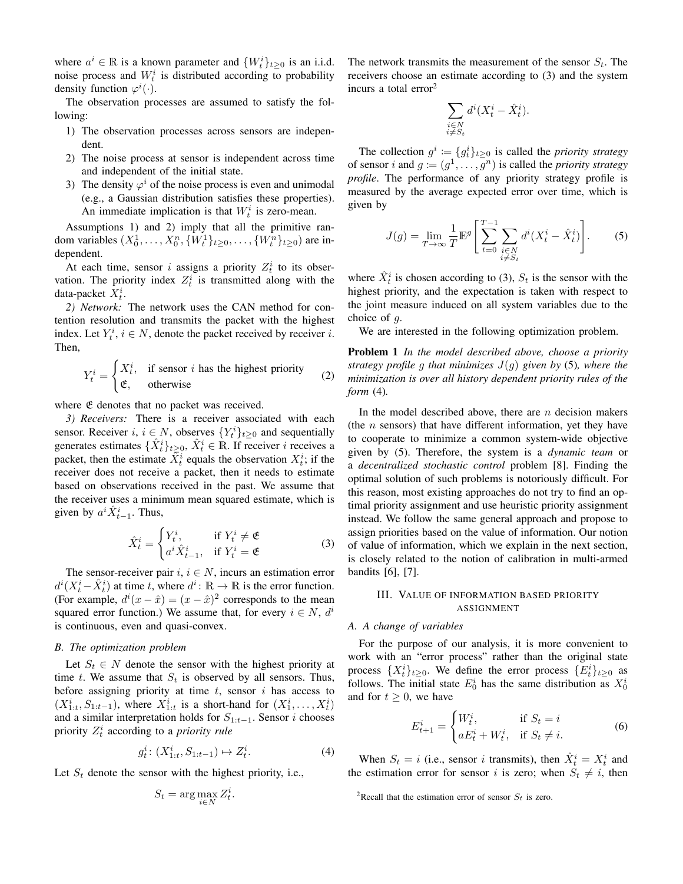where $a^i \in \mathbb{R}$ is a known parameter and $\{W_t^i\}_{t \geq 0}$ is an i.i.d. noise process and $W_t^i$ is distributed according to probability density function $\varphi^i(\cdot)$.

The observation processes are assumed to satisfy the following:

1) The observation processes across sensors are independent.
2) The noise process at sensor is independent across time and independent of the initial state.
3) The density $\varphi^i$ of the noise process is even and unimodal (e.g., a Gaussian distribution satisfies these properties). An immediate implication is that $W_t^i$ is zero-mean.

Assumptions 1) and 2) imply that all the primitive random variables $(X_0^1, \dots, X_0^n, \{W_t^1\}_{t\geq 0}, \dots, \{W_t^n\}_{t \geq 0})$ are independent.

At each time, sensor $i$ assigns a priority $Z_t^i$ to its observation. The priority index $Z_t^i$ is transmitted along with the data-packet $X_t^i$.

*2) Network:* The network uses the CAN method for contention resolution and transmits the packet with the highest index. Let $Y_t^i$, $i \in N$, denote the packet received by receiver $i$. Then,

$$Y_t^i = \begin{cases} X_t^i, & \text{if sensor } i \text{ has the highest priority} \\ \mathfrak{E}, & \text{otherwise} \end{cases} \tag{2}$$

where $\mathfrak{E}$ denotes that no packet was received.

*3) Receivers:* There is a receiver associated with each sensor. Receiver $i$, $i \in N$, observes $\{Y_t^i\}_{t \geq 0}$ and sequentially generates estimates $\{\hat{X}_t^i\}_{t \geq 0}$, $\hat{X}_t^i \in \mathbb{R}$. If receiver $i$ receives a packet, then the estimate $\hat{X}_t^i$ equals the observation $X_t^i$; if the receiver does not receive a packet, then it needs to estimate based on observations received in the past. We assume that the receiver uses a minimum mean squared estimate, which is given by $a^i \hat{X}_{t-1}^i$. Thus,

$$\hat{X}_t^i = \begin{cases} Y_t^i, & \text{if } Y_t^i \neq \mathfrak{E} \\ a^i \hat{X}_{t-1}^i, & \text{if } Y_t^i = \mathfrak{E} \end{cases} \tag{3}$$

The sensor-receiver pair $i$, $i \in N$, incurs an estimation error $d^i(X_t^i - \hat{X}_t^i)$ at time $t$, where $d^i \colon \mathbb{R} \to \mathbb{R}$ is the error function. (For example, $d^i(x - \hat{x}) = (x - \hat{x})^2$ corresponds to the mean squared error function.) We assume that, for every $i \in N$, $d^i$ is continuous, even and quasi-convex.

### B. The optimization problem

Let $S_t \in N$ denote the sensor with the highest priority at time $t$. We assume that $S_t$ is observed by all sensors. Thus, before assigning priority at time $t$, sensor $i$ has access to $(X_{1:t}^i, S_{1:t-1})$, where $X_{1:t}^i$ is a short-hand for $(X_1^i, \dots, X_t^i)$ and a similar interpretation holds for $S_{1:t-1}$. Sensor $i$ chooses priority $Z_t^i$ according to a *priority rule*

$$g_t^i \colon (X_{1:t}^i, S_{1:t-1}) \mapsto Z_t^i. \tag{4}$$

Let $S_t$ denote the sensor with the highest priority, i.e.,

$$S_t = \arg\max_{i \in N} Z_t^i.$$

The network transmits the measurement of the sensor $S_t$. The receivers choose an estimate according to (3) and the system incurs a total error[2]

$$\sum_{\substack{i \in N \\ i \neq S_t}} d^i(X_t^i - \hat{X}_t^i).$$

The collection $g^i \coloneqq \{g_t^i\}_{t \geq 0}$ is called the *priority strategy* of sensor $i$ and $g \coloneqq (g^1, \dots, g^n)$ is called the *priority strategy profile*. The performance of any priority strategy profile is measured by the average expected error over time, which is given by

$$J(g) = \lim_{T \to \infty} \frac{1}{T} \mathbb{E}^g \left[ \sum_{t=0}^{T-1} \sum_{\substack{i \in N \\ i \neq S_t}} d^i(X_t^i - \hat{X}_t^i) \right]. \tag{5}$$

where $\hat{X}_t^i$ is chosen according to (3), $S_t$ is the sensor with the highest priority, and the expectation is taken with respect to the joint measure induced on all system variables due to the choice of $g$.

We are interested in the following optimization problem.

**Problem 1** *In the model described above, choose a priority strategy profile $g$ that minimizes $J(g)$ given by* (5)*, where the minimization is over all history dependent priority rules of the form* (4)*.*

In the model described above, there are $n$ decision makers (the $n$ sensors) that have different information, yet they have to cooperate to minimize a common system-wide objective given by (5). Therefore, the system is a *dynamic team* or a *decentralized stochastic control* problem [8]. Finding the optimal solution of such problems is notoriously difficult. For this reason, most existing approaches do not try to find an optimal priority assignment and use heuristic priority assignment instead. We follow the same general approach and propose to assign priorities based on the value of information. Our notion of value of information, which we explain in the next section, is closely related to the notion of calibration in multi-armed bandits [6], [7].

## III. Value of information based priority assignment

### A. A change of variables

For the purpose of our analysis, it is more convenient to work with an "error process" rather than the original state process $\{X_t^i\}_{t \geq 0}$. We define the error process $\{E_t^i\}_{t \geq 0}$ as follows. The initial state $E_0^i$ has the same distribution as $X_0^i$ and for $t \geq 0$, we have

$$E_{t+1}^i = \begin{cases} W_t^i, & \text{if } S_t = i \\ aE_t^i + W_t^i, & \text{if } S_t \neq i. \end{cases} \tag{6}$$

When $S_t = i$ (i.e., sensor $i$ transmits), then $\hat{X}_t^i = X_t^i$ and the estimation error for sensor $i$ is zero; when $S_t \neq i$, then

[2] Recall that the estimation error of sensor $S_t$ is zero.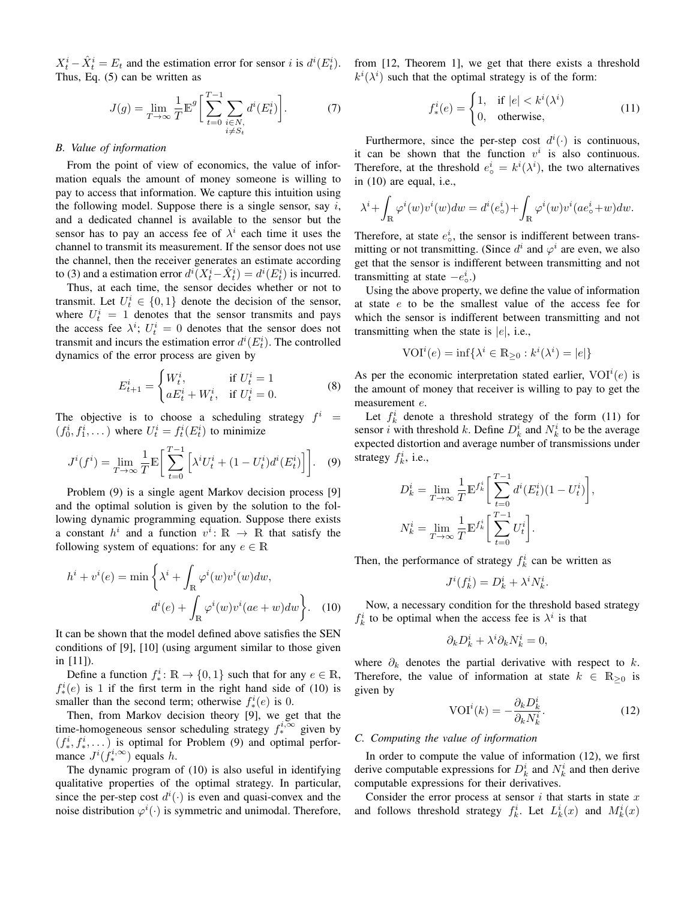$X_t^i - \hat{X}_t^i = E_t$ and the estimation error for sensor $i$ is $d^i(E_t^i)$. Thus, Eq. (5) can be written as

$$J(g) = \lim_{T\to\infty} \frac{1}{T} \mathbb{E}^g \bigg[ \sum_{t=0}^{T-1} \sum_{\substack{i \in N, \\ i \neq S_t}} d^i(E_t^i) \bigg]. \tag{7}$$

### B. Value of information

From the point of view of economics, the value of information equals the amount of money someone is willing to pay to access that information. We capture this intuition using the following model. Suppose there is a single sensor, say $i$, and a dedicated channel is available to the sensor but the sensor has to pay an access fee of $\lambda^i$ each time it uses the channel to transmit its measurement. If the sensor does not use the channel, then the receiver generates an estimate according to (3) and a estimation error $d^i(X_t^i - \hat{X}_t^i) = d^i(E_t^i)$ is incurred.

Thus, at each time, the sensor decides whether or not to transmit. Let $U_t^i \in \{0, 1\}$ denote the decision of the sensor, where $U_t^i = 1$ denotes that the sensor transmits and pays the access fee $\lambda^i$; $U_t^i = 0$ denotes that the sensor does not transmit and incurs the estimation error $d^i(E_t^i)$. The controlled dynamics of the error process are given by

$$E_{t+1}^i = \begin{cases} W_t^i, & \text{if } U_t^i = 1 \\ aE_t^i + W_t^i, & \text{if } U_t^i = 0. \end{cases} \tag{8}$$

The objective is to choose a scheduling strategy $f^i = (f_0^i, f_1^i, \dots)$ where $U_t^i = f_t^i(E_t^i)$ to minimize

$$J^i(f^i) = \lim_{T\to\infty} \frac{1}{T} \mathbb{E} \bigg[ \sum_{t=0}^{T-1} \Big[ \lambda^i U_t^i + (1 - U_t^i) d^i(E_t^i) \Big] \bigg]. \tag{9}$$

Problem (9) is a single agent Markov decision process [9] and the optimal solution is given by the solution to the following dynamic programming equation. Suppose there exists a constant $h^i$ and a function $v^i \colon \mathbb{R} \to \mathbb{R}$ that satisfy the following system of equations: for any $e \in \mathbb{R}$

$$h^i + v^i(e) = \min \bigg\{ \lambda^i + \int_{\mathbb{R}} \varphi^i(w) v^i(w) dw, \\ d^i(e) + \int_{\mathbb{R}} \varphi^i(w) v^i(ae + w) dw \bigg\}. \tag{10}$$

It can be shown that the model defined above satisfies the SEN conditions of [9], [10] (using argument similar to those given in [11]).

Define a function $f_*^i \colon \mathbb{R} \to \{0, 1\}$ such that for any $e \in \mathbb{R}$, $f_*^i(e)$ is 1 if the first term in the right hand side of (10) is smaller than the second term; otherwise $f_*^i(e)$ is 0.

Then, from Markov decision theory [9], we get that the time-homogeneous sensor scheduling strategy $f_*^{i,\infty}$ given by $(f_*^i, f_*^i, \dots)$ is optimal for Problem (9) and optimal performance $J^i(f_*^{i,\infty})$ equals $h$.

The dynamic program of (10) is also useful in identifying qualitative properties of the optimal strategy. In particular, since the per-step cost $d^i(\cdot)$ is even and quasi-convex and the noise distribution $\varphi^i(\cdot)$ is symmetric and unimodal. Therefore, from [12, Theorem 1], we get that there exists a threshold $k^i(\lambda^i)$ such that the optimal strategy is of the form:

$$f_*^i(e) = \begin{cases} 1, & \text{if } |e| < k^i(\lambda^i) \\ 0, & \text{otherwise}, \end{cases} \tag{11}$$

Furthermore, since the per-step cost $d^i(\cdot)$ is continuous, it can be shown that the function $v^i$ is also continuous. Therefore, at the threshold $e_\circ^i = k^i(\lambda^i)$, the two alternatives in (10) are equal, i.e.,

$$\lambda^i + \int_{\mathbb{R}} \varphi^i(w) v^i(w) dw = d^i(e_\circ^i) + \int_{\mathbb{R}} \varphi^i(w) v^i(a e_\circ^i + w) dw.$$

Therefore, at state $e_\circ^i$, the sensor is indifferent between transmitting or not transmitting. (Since $d^i$ and $\varphi^i$ are even, we also get that the sensor is indifferent between transmitting and not transmitting at state $-e_\circ^i$.)

Using the above property, we define the value of information at state $e$ to be the smallest value of the access fee for which the sensor is indifferent between transmitting and not transmitting when the state is $|e|$, i.e.,

$$\mathrm{VOI}^i(e) = \inf\{\lambda^i \in \mathbb{R}_{\geq 0} : k^i(\lambda^i) = |e|\}$$

As per the economic interpretation stated earlier, $\mathrm{VOI}^i(e)$ is the amount of money that receiver is willing to pay to get the measurement $e$.

Let $f_k^i$ denote a threshold strategy of the form (11) for sensor $i$ with threshold $k$. Define $D_k^i$ and $N_k^i$ to be the average expected distortion and average number of transmissions under strategy $f_k^i$, i.e.,

$$D_k^i = \lim_{T\to\infty} \frac{1}{T} \mathbb{E}^{f_k^i} \bigg[ \sum_{t=0}^{T-1} d^i(E_t^i)(1 - U_t^i) \bigg],$$

$$N_k^i = \lim_{T\to\infty} \frac{1}{T} \mathbb{E}^{f_k^i} \bigg[ \sum_{t=0}^{T-1} U_t^i \bigg].$$

Then, the performance of strategy $f_k^i$ can be written as

$$J^i(f_k^i) = D_k^i + \lambda^i N_k^i.$$

Now, a necessary condition for the threshold based strategy $f_k^i$ to be optimal when the access fee is $\lambda^i$ is that

$$\partial_k D_k^i + \lambda^i \partial_k N_k^i = 0,$$

where $\partial_k$ denotes the partial derivative with respect to $k$. Therefore, the value of information at state $k \in \mathbb{R}_{\geq 0}$ is given by

$$\mathrm{VOI}^i(k) = -\frac{\partial_k D_k^i}{\partial_k N_k^i}. \tag{12}$$

### C. Computing the value of information

In order to compute the value of information (12), we first derive computable expressions for $D_k^i$ and $N_k^i$ and then derive computable expressions for their derivatives.

Consider the error process at sensor $i$ that starts in state $x$ and follows threshold strategy $f_k^i$. Let $L_k^i(x)$ and $M_k^i(x)$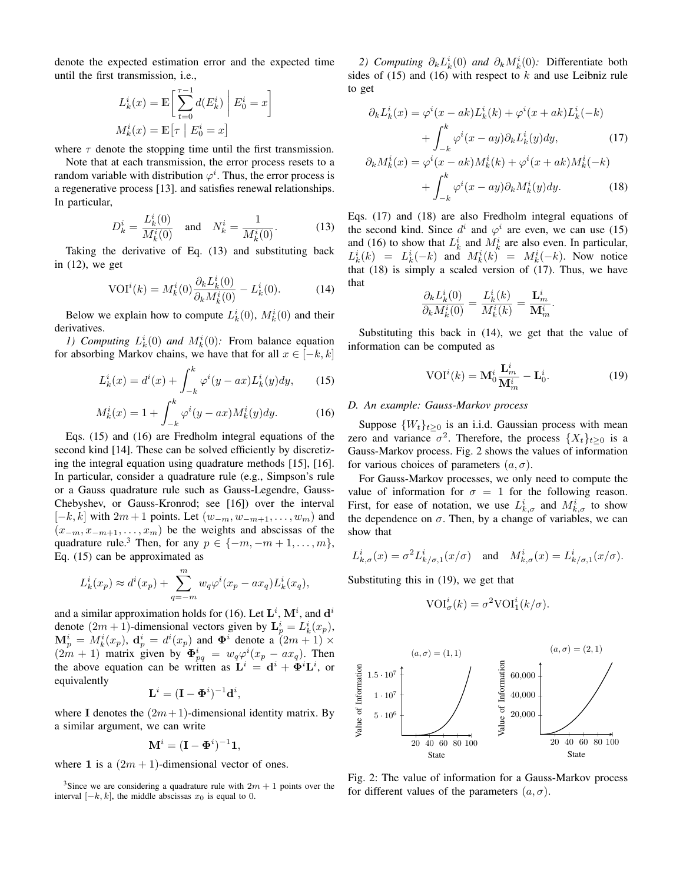denote the expected estimation error and the expected time until the first transmission, i.e.,

$$L_k^i(x) = \mathbb{E}\bigg[\sum_{t=0}^{\tau-1} d(E_k^i) \;\bigg|\; E_0^i = x\bigg]$$

$$M_k^i(x) = \mathbb{E}\big[\tau \;\big|\; E_0^i = x\big]$$

where $\tau$ denote the stopping time until the first transmission.

Note that at each transmission, the error process resets to a random variable with distribution $\varphi^i$. Thus, the error process is a regenerative process [13]. and satisfies renewal relationships. In particular,

$$D_k^i = \frac{L_k^i(0)}{M_k^i(0)} \quad \text{and} \quad N_k^i = \frac{1}{M_k^i(0)}. \tag{13}$$

Taking the derivative of Eq. (13) and substituting back in (12), we get

$$\text{VOI}^i(k) = M_k^i(0)\frac{\partial_k L_k^i(0)}{\partial_k M_k^i(0)} - L_k^i(0). \tag{14}$$

Below we explain how to compute $L_k^i(0)$, $M_k^i(0)$ and their derivatives.

*1) Computing $L_k^i(0)$ and $M_k^i(0)$:* From balance equation for absorbing Markov chains, we have that for all $x \in [-k, k]$

$$L_k^i(x) = d^i(x) + \int_{-k}^{k} \varphi^i(y - ax) L_k^i(y) dy, \tag{15}$$

$$M_k^i(x) = 1 + \int_{-k}^{k} \varphi^i(y - ax) M_k^i(y) dy. \tag{16}$$

Eqs. (15) and (16) are Fredholm integral equations of the second kind [14]. These can be solved efficiently by discretizing the integral equation using quadrature methods [15], [16]. In particular, consider a quadrature rule (e.g., Simpson's rule or a Gauss quadrature rule such as Gauss-Legendre, Gauss-Chebyshev, or Gauss-Kronrod; see [16]) over the interval $[-k, k]$ with $2m+1$ points. Let $(w_{-m}, w_{-m+1}, \dots, w_m)$ and $(x_{-m}, x_{-m+1}, \dots, x_m)$ be the weights and abscissas of the quadrature rule.[3] Then, for any $p \in \{-m, -m+1, \dots, m\}$, Eq. (15) can be approximated as

$$L_k^i(x_p) \approx d^i(x_p) + \sum_{q=-m}^{m} w_q \varphi^i(x_p - a x_q) L_k^i(x_q),$$

and a similar approximation holds for (16). Let $\mathbf{L}^i$, $\mathbf{M}^i$, and $\mathbf{d}^i$ denote $(2m+1)$-dimensional vectors given by $\mathbf{L}_p^i = L_k^i(x_p)$, $\mathbf{M}_p^i = M_k^i(x_p)$, $\mathbf{d}_p^i = d^i(x_p)$ and $\mathbf{\Phi}^i$ denote a $(2m+1) \times (2m+1)$ matrix given by $\mathbf{\Phi}_{pq}^i = w_q \varphi^i(x_p - a x_q)$. Then the above equation can be written as $\mathbf{L}^i = \mathbf{d}^i + \mathbf{\Phi}^i \mathbf{L}^i$, or equivalently

$$\mathbf{L}^i = (\mathbf{I} - \mathbf{\Phi}^i)^{-1} \mathbf{d}^i,$$

where $\mathbf{I}$ denotes the $(2m+1)$-dimensional identity matrix. By a similar argument, we can write

$$\mathbf{M}^i = (\mathbf{I} - \mathbf{\Phi}^i)^{-1} \mathbf{1},$$

where $\mathbf{1}$ is a $(2m+1)$-dimensional vector of ones.

[3] Since we are considering a quadrature rule with $2m+1$ points over the interval $[-k, k]$, the middle abscissas $x_0$ is equal to 0.

*2) Computing $\partial_k L_k^i(0)$ and $\partial_k M_k^i(0)$:* Differentiate both sides of (15) and (16) with respect to $k$ and use Leibniz rule to get

$$\partial_k L_k^i(x) = \varphi^i(x - ak) L_k^i(k) + \varphi^i(x + ak) L_k^i(-k) + \int_{-k}^{k} \varphi^i(x - ay) \partial_k L_k^i(y) dy, \tag{17}$$

$$\partial_k M_k^i(x) = \varphi^i(x - ak) M_k^i(k) + \varphi^i(x + ak) M_k^i(-k) + \int_{-k}^{k} \varphi^i(x - ay) \partial_k M_k^i(y) dy. \tag{18}$$

Eqs. (17) and (18) are also Fredholm integral equations of the second kind. Since $d^i$ and $\varphi^i$ are even, we can use (15) and (16) to show that $L_k^i$ and $M_k^i$ are also even. In particular, $L_k^i(k) = L_k^i(-k)$ and $M_k^i(k) = M_k^i(-k)$. Now notice that (18) is simply a scaled version of (17). Thus, we have that

$$\frac{\partial_k L_k^i(0)}{\partial_k M_k^i(0)} = \frac{L_k^i(k)}{M_k^i(k)} = \frac{\mathbf{L}_m^i}{\mathbf{M}_m^i}.$$

Substituting this back in (14), we get that the value of information can be computed as

$$\text{VOI}^i(k) = \mathbf{M}_0^i \frac{\mathbf{L}_m^i}{\mathbf{M}_m^i} - \mathbf{L}_0^i. \tag{19}$$

### D. An example: Gauss-Markov process

Suppose $\{W_t\}_{t \geq 0}$ is an i.i.d. Gaussian process with mean zero and variance $\sigma^2$. Therefore, the process $\{X_t\}_{t \geq 0}$ is a Gauss-Markov process. Fig. 2 shows the values of information for various choices of parameters $(a, \sigma)$.

For Gauss-Markov processes, we only need to compute the value of information for $\sigma = 1$ for the following reason. First, for ease of notation, we use $L_{k,\sigma}^i$ and $M_{k,\sigma}^i$ to show the dependence on $\sigma$. Then, by a change of variables, we can show that

$$L_{k,\sigma}^i(x) = \sigma^2 L_{k/\sigma,1}^i(x/\sigma) \quad \text{and} \quad M_{k,\sigma}^i(x) = L_{k/\sigma,1}^i(x/\sigma).$$

Substituting this in (19), we get that

$$\text{VOI}_\sigma^i(k) = \sigma^2 \text{VOI}_1^i(k/\sigma).$$

Fig. 2: The value of information for a Gauss-Markov process for different values of the parameters $(a, \sigma)$.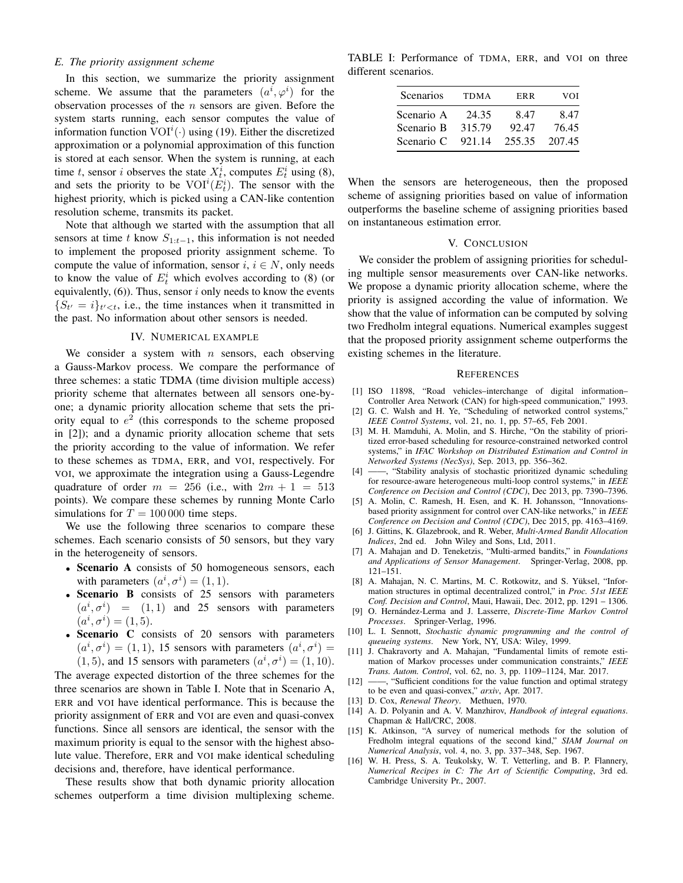### E. The priority assignment scheme

In this section, we summarize the priority assignment scheme. We assume that the parameters $(a^i, \varphi^i)$ for the observation processes of the $n$ sensors are given. Before the system starts running, each sensor computes the value of information function $\text{VOI}^i(\cdot)$ using (19). Either the discretized approximation or a polynomial approximation of this function is stored at each sensor. When the system is running, at each time $t$, sensor $i$ observes the state $X_t^i$, computes $E_t^i$ using (8), and sets the priority to be $\text{VOI}^i(E_t^i)$. The sensor with the highest priority, which is picked using a CAN-like contention resolution scheme, transmits its packet.

Note that although we started with the assumption that all sensors at time $t$ know $S_{1:t-1}$, this information is not needed to implement the proposed priority assignment scheme. To compute the value of information, sensor $i$, $i \in N$, only needs to know the value of $E_t^i$ which evolves according to (8) (or equivalently, (6)). Thus, sensor $i$ only needs to know the events $\{S_{t'} = i\}_{t'<t}$, i.e., the time instances when it transmitted in the past. No information about other sensors is needed.

## IV. Numerical example

We consider a system with $n$ sensors, each observing a Gauss-Markov process. We compare the performance of three schemes: a static TDMA (time division multiple access) priority scheme that alternates between all sensors one-by-one; a dynamic priority allocation scheme that sets the priority equal to $e^2$ (this corresponds to the scheme proposed in [2]); and a dynamic priority allocation scheme that sets the priority according to the value of information. We refer to these schemes as TDMA, ERR, and VOI, respectively. For VOI, we approximate the integration using a Gauss-Legendre quadrature of order $m = 256$ (i.e., with $2m + 1 = 513$ points). We compare these schemes by running Monte Carlo simulations for $T = 100\,000$ time steps.

We use the following three scenarios to compare these schemes. Each scenario consists of 50 sensors, but they vary in the heterogeneity of sensors.

- **Scenario A** consists of 50 homogeneous sensors, each with parameters $(a^i, \sigma^i) = (1, 1)$.
- **Scenario B** consists of 25 sensors with parameters $(a^i, \sigma^i) = (1, 1)$ and 25 sensors with parameters $(a^i, \sigma^i) = (1, 5)$.
- **Scenario C** consists of 20 sensors with parameters $(a^i, \sigma^i) = (1, 1)$, 15 sensors with parameters $(a^i, \sigma^i) = (1, 5)$, and 15 sensors with parameters $(a^i, \sigma^i) = (1, 10)$.

The average expected distortion of the three schemes for the three scenarios are shown in Table I. Note that in Scenario A, ERR and VOI have identical performance. This is because the priority assignment of ERR and VOI are even and quasi-convex functions. Since all sensors are identical, the sensor with the maximum priority is equal to the sensor with the highest absolute value. Therefore, ERR and VOI make identical scheduling decisions and, therefore, have identical performance.

These results show that both dynamic priority allocation schemes outperform a time division multiplexing scheme.

TABLE I: Performance of TDMA, ERR, and VOI on three different scenarios.

| Scenarios | TDMA | ERR | VOI |
|---|---|---|---|
| Scenario A | 24.35 | 8.47 | 8.47 |
| Scenario B | 315.79 | 92.47 | 76.45 |
| Scenario C | 921.14 | 255.35 | 207.45 |

When the sensors are heterogeneous, then the proposed scheme of assigning priorities based on value of information outperforms the baseline scheme of assigning priorities based on instantaneous estimation error.

## V. Conclusion

We consider the problem of assigning priorities for scheduling multiple sensor measurements over CAN-like networks. We propose a dynamic priority allocation scheme, where the priority is assigned according the value of information. We show that the value of information can be computed by solving two Fredholm integral equations. Numerical examples suggest that the proposed priority assignment scheme outperforms the existing schemes in the literature.

## References

[1] ISO 11898, "Road vehicles–interchange of digital information–Controller Area Network (CAN) for high-speed communication," 1993.

[2] G. C. Walsh and H. Ye, "Scheduling of networked control systems," *IEEE Control Systems*, vol. 21, no. 1, pp. 57–65, Feb 2001.

[3] M. H. Mamduhi, A. Molin, and S. Hirche, "On the stability of prioritized error-based scheduling for resource-constrained networked control systems," in *IFAC Workshop on Distributed Estimation and Control in Networked Systems (NecSys)*, Sep. 2013, pp. 356–362.

[4] ——, "Stability analysis of stochastic prioritized dynamic scheduling for resource-aware heterogeneous multi-loop control systems," in *IEEE Conference on Decision and Control (CDC)*, Dec 2013, pp. 7390–7396.

[5] A. Molin, C. Ramesh, H. Esen, and K. H. Johansson, "Innovations-based priority assignment for control over CAN-like networks," in *IEEE Conference on Decision and Control (CDC)*, Dec 2015, pp. 4163–4169.

[6] J. Gittins, K. Glazebrook, and R. Weber, *Multi-Armed Bandit Allocation Indices*, 2nd ed. John Wiley and Sons, Ltd, 2011.

[7] A. Mahajan and D. Teneketzis, "Multi-armed bandits," in *Foundations and Applications of Sensor Management*. Springer-Verlag, 2008, pp. 121–151.

[8] A. Mahajan, N. C. Martins, M. C. Rotkowitz, and S. Yüksel, "Information structures in optimal decentralized control," in *Proc. 51st IEEE Conf. Decision and Control*, Maui, Hawaii, Dec. 2012, pp. 1291 – 1306.

[9] O. Hernández-Lerma and J. Lasserre, *Discrete-Time Markov Control Processes*. Springer-Verlag, 1996.

[10] L. I. Sennott, *Stochastic dynamic programming and the control of queueing systems*. New York, NY, USA: Wiley, 1999.

[11] J. Chakravorty and A. Mahajan, "Fundamental limits of remote estimation of Markov processes under communication constraints," *IEEE Trans. Autom. Control*, vol. 62, no. 3, pp. 1109–1124, Mar. 2017.

[12] ——, "Sufficient conditions for the value function and optimal strategy to be even and quasi-convex," *arxiv*, Apr. 2017.

[13] D. Cox, *Renewal Theory*. Methuen, 1970.

[14] A. D. Polyanin and A. V. Manzhirov, *Handbook of integral equations*. Chapman & Hall/CRC, 2008.

[15] K. Atkinson, "A survey of numerical methods for the solution of Fredholm integral equations of the second kind," *SIAM Journal on Numerical Analysis*, vol. 4, no. 3, pp. 337–348, Sep. 1967.

[16] W. H. Press, S. A. Teukolsky, W. T. Vetterling, and B. P. Flannery, *Numerical Recipes in C: The Art of Scientific Computing*, 3rd ed. Cambridge University Pr., 2007.